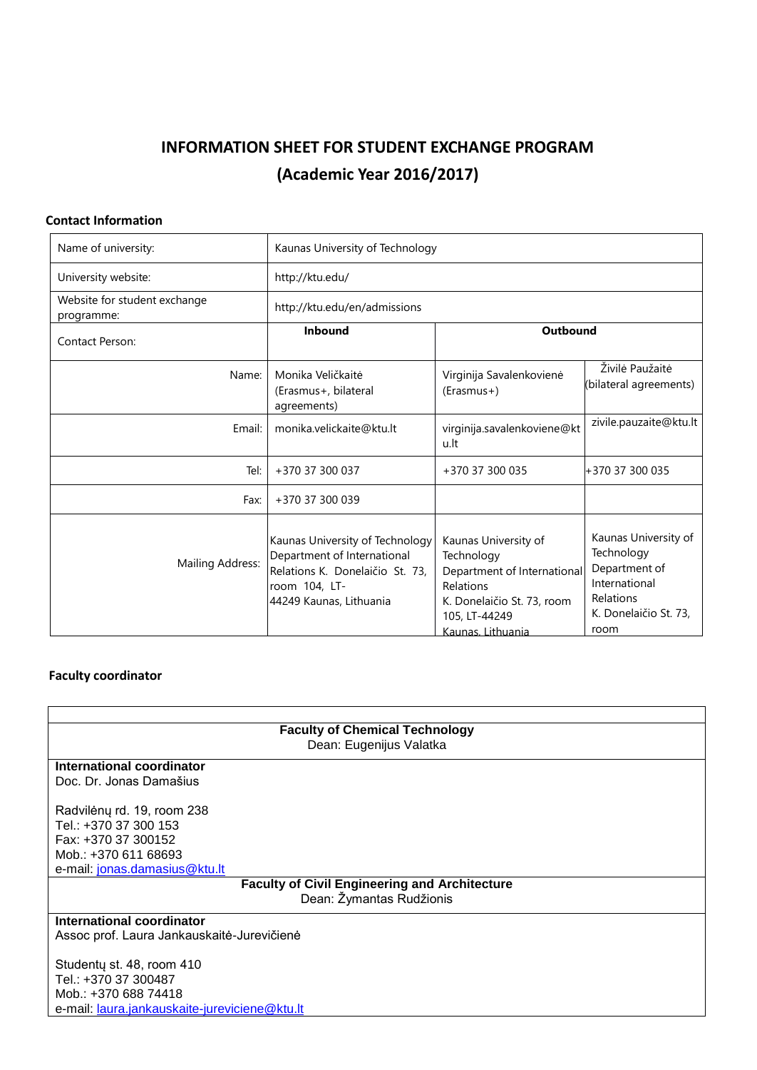# INFORMATION SHEET FOR STUDENT EXCHANGE PROGRAM
## (Academic Year 2016/2017)

### Contact Information

| Name of university: | Kaunas University of Technology | | |
|---|---|---|---|
| University website: | http://ktu.edu/ | | |
| Website for student exchange programme: | http://ktu.edu/en/admissions | | |
| Contact Person: | **Inbound** | **Outbound** | |
| Name: | Monika Veličkaitė (Erasmus+, bilateral agreements) | Virginija Savalenkovienė (Erasmus+) | Živilė Paužaitė (bilateral agreements) |
| Email: | monika.velickaite@ktu.lt | virginija.savalenkoviene@ktu.lt | zivile.pauzaite@ktu.lt |
| Tel: | +370 37 300 037 | +370 37 300 035 | +370 37 300 035 |
| Fax: | +370 37 300 039 | | |
| Mailing Address: | Kaunas University of Technology Department of International Relations K. Donelaičio St. 73, room 104, LT-44249 Kaunas, Lithuania | Kaunas University of Technology Department of International Relations K. Donelaičio St. 73, room 105, LT-44249 Kaunas, Lithuania | Kaunas University of Technology Department of International Relations K. Donelaičio St. 73, room |

### Faculty coordinator

**Faculty of Chemical Technology**
Dean: Eugenijus Valatka

**International coordinator**
Doc. Dr. Jonas Damašius

Radvilėnų rd. 19, room 238
Tel.: +370 37 300 153
Fax: +370 37 300152
Mob.: +370 611 68693
e-mail: jonas.damasius@ktu.lt

**Faculty of Civil Engineering and Architecture**
Dean: Žymantas Rudžionis

**International coordinator**
Assoc prof. Laura Jankauskaitė-Jurevičienė

Studentų st. 48, room 410
Tel.: +370 37 300487
Mob.: +370 688 74418
e-mail: laura.jankauskaite-jureviciene@ktu.lt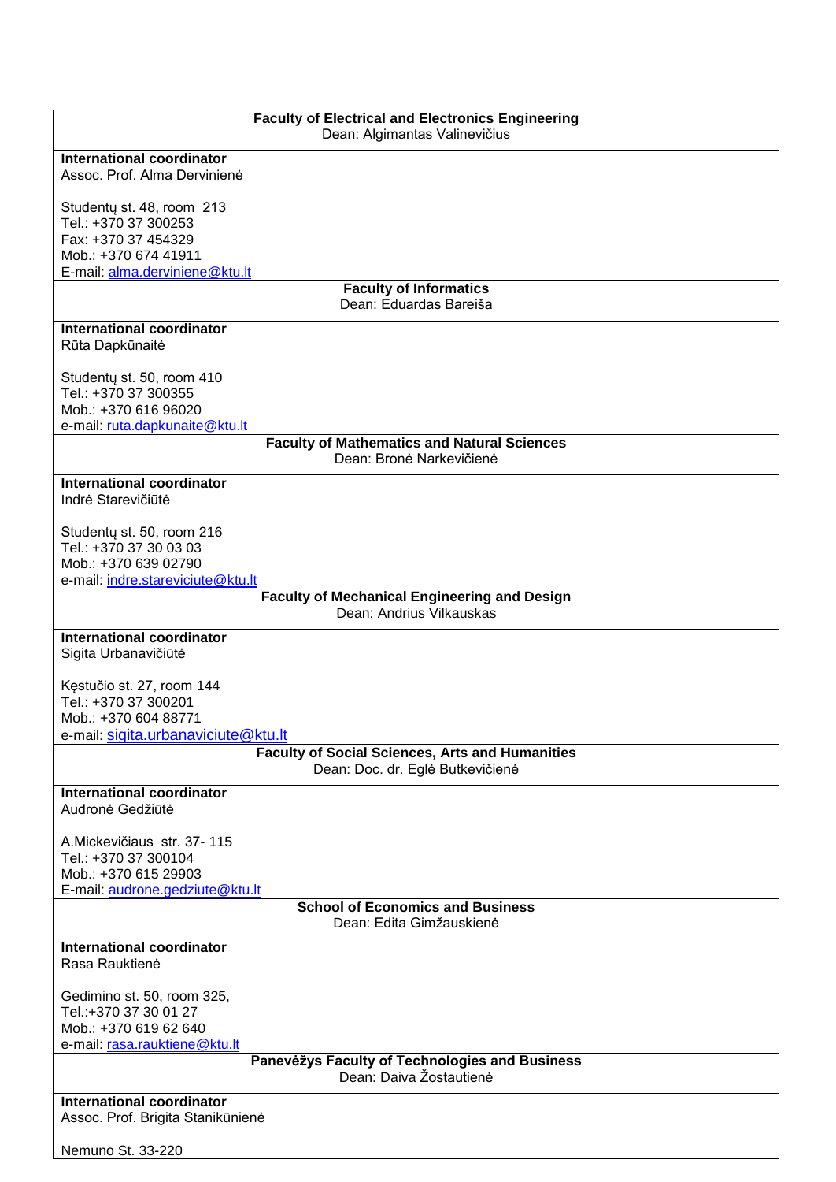| **Faculty of Electrical and Electronics Engineering**<br>Dean: Algimantas Valinevičius |
|---|
| **International coordinator**<br>Assoc. Prof. Alma Dervinienė<br><br>Studentų st. 48, room 213<br>Tel.: +370 37 300253<br>Fax: +370 37 454329<br>Mob.: +370 674 41911<br>E-mail: alma.derviniene@ktu.lt |
| **Faculty of Informatics**<br>Dean: Eduardas Bareiša |
| **International coordinator**<br>Rūta Dapkūnaitė<br><br>Studentų st. 50, room 410<br>Tel.: +370 37 300355<br>Mob.: +370 616 96020<br>e-mail: ruta.dapkunaite@ktu.lt |
| **Faculty of Mathematics and Natural Sciences**<br>Dean: Bronė Narkevičienė |
| **International coordinator**<br>Indrė Starevičiūtė<br><br>Studentų st. 50, room 216<br>Tel.: +370 37 30 03 03<br>Mob.: +370 639 02790<br>e-mail: indre.stareviciute@ktu.lt |
| **Faculty of Mechanical Engineering and Design**<br>Dean: Andrius Vilkauskas |
| **International coordinator**<br>Sigita Urbanavičiūtė<br><br>Kęstučio st. 27, room 144<br>Tel.: +370 37 300201<br>Mob.: +370 604 88771<br>e-mail: sigita.urbanaviciute@ktu.lt |
| **Faculty of Social Sciences, Arts and Humanities**<br>Dean: Doc. dr. Eglė Butkevičienė |
| **International coordinator**<br>Audronė Gedžiūtė<br><br>A.Mickevičiaus str. 37- 115<br>Tel.: +370 37 300104<br>Mob.: +370 615 29903<br>E-mail: audrone.gedziute@ktu.lt |
| **School of Economics and Business**<br>Dean: Edita Gimžauskienė |
| **International coordinator**<br>Rasa Rauktienė<br><br>Gedimino st. 50, room 325,<br>Tel.:+370 37 30 01 27<br>Mob.: +370 619 62 640<br>e-mail: rasa.rauktiene@ktu.lt |
| **Panevėžys Faculty of Technologies and Business**<br>Dean: Daiva Žostautienė |
| **International coordinator**<br>Assoc. Prof. Brigita Stanikūnienė<br><br>Nemuno St. 33-220 |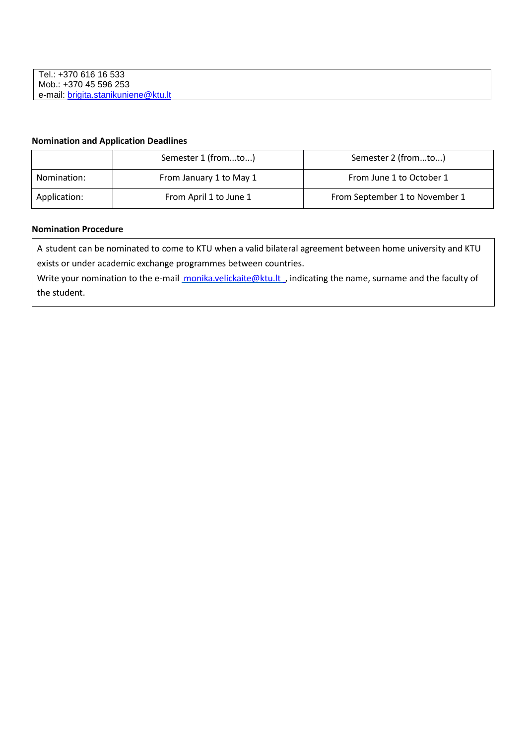Tel.: +370 616 16 533
Mob.: +370 45 596 253
e-mail: brigita.stanikuniene@ktu.lt

**Nomination and Application Deadlines**

| | Semester 1 (from...to...) | Semester 2 (from...to...) |
|---|---|---|
| Nomination: | From January 1 to May 1 | From June 1 to October 1 |
| Application: | From April 1 to June 1 | From September 1 to November 1 |

**Nomination Procedure**

A student can be nominated to come to KTU when a valid bilateral agreement between home university and KTU exists or under academic exchange programmes between countries.
Write your nomination to the e-mail monika.velickaite@ktu.lt , indicating the name, surname and the faculty of the student.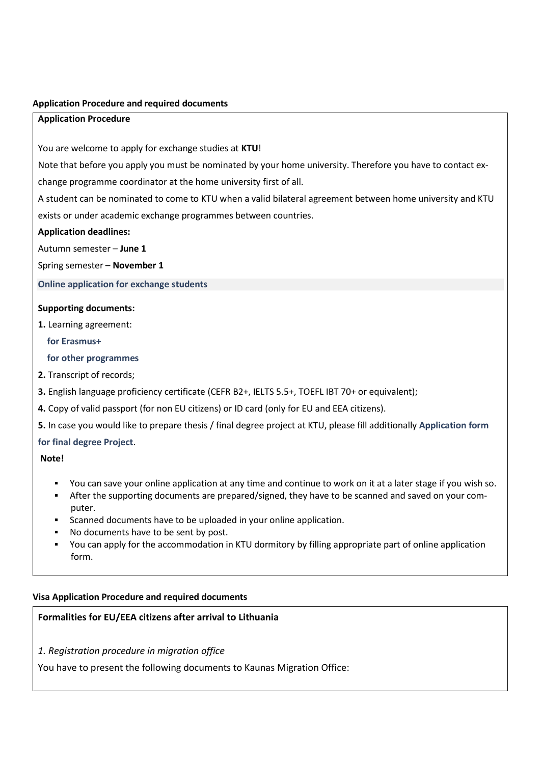**Application Procedure and required documents**

**Application Procedure**

You are welcome to apply for exchange studies at **KTU**!

Note that before you apply you must be nominated by your home university. Therefore you have to contact exchange programme coordinator at the home university first of all.

A student can be nominated to come to KTU when a valid bilateral agreement between home university and KTU exists or under academic exchange programmes between countries.

**Application deadlines:**

Autumn semester – **June 1**

Spring semester – **November 1**

**Online application for exchange students**

**Supporting documents:**

**1.** Learning agreement:

**for Erasmus+**

**for other programmes**

**2.** Transcript of records;

**3.** English language proficiency certificate (CEFR B2+, IELTS 5.5+, TOEFL IBT 70+ or equivalent);

**4.** Copy of valid passport (for non EU citizens) or ID card (only for EU and EEA citizens).

**5.** In case you would like to prepare thesis / final degree project at KTU, please fill additionally **Application form for final degree Project**.

**Note!**

- You can save your online application at any time and continue to work on it at a later stage if you wish so.
- After the supporting documents are prepared/signed, they have to be scanned and saved on your computer.
- Scanned documents have to be uploaded in your online application.
- No documents have to be sent by post.
- You can apply for the accommodation in KTU dormitory by filling appropriate part of online application form.

**Visa Application Procedure and required documents**

**Formalities for EU/EEA citizens after arrival to Lithuania**

*1. Registration procedure in migration office*

You have to present the following documents to Kaunas Migration Office: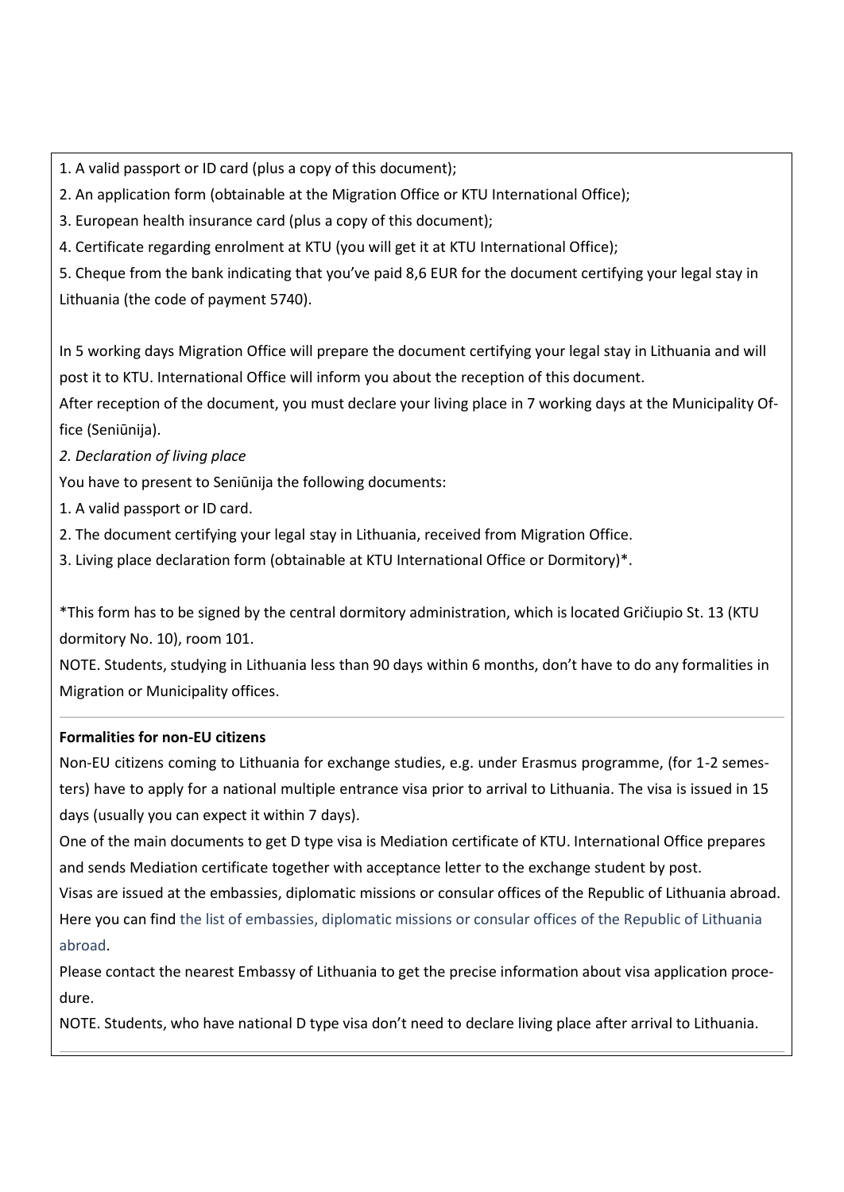1. A valid passport or ID card (plus a copy of this document);
2. An application form (obtainable at the Migration Office or KTU International Office);
3. European health insurance card (plus a copy of this document);
4. Certificate regarding enrolment at KTU (you will get it at KTU International Office);
5. Cheque from the bank indicating that you've paid 8,6 EUR for the document certifying your legal stay in Lithuania (the code of payment 5740).

In 5 working days Migration Office will prepare the document certifying your legal stay in Lithuania and will post it to KTU. International Office will inform you about the reception of this document.
After reception of the document, you must declare your living place in 7 working days at the Municipality Office (Seniūnija).

*2. Declaration of living place*

You have to present to Seniūnija the following documents:

1. A valid passport or ID card.
2. The document certifying your legal stay in Lithuania, received from Migration Office.
3. Living place declaration form (obtainable at KTU International Office or Dormitory)*.

*This form has to be signed by the central dormitory administration, which is located Gričiupio St. 13 (KTU dormitory No. 10), room 101.

NOTE. Students, studying in Lithuania less than 90 days within 6 months, don't have to do any formalities in Migration or Municipality offices.

---

**Formalities for non-EU citizens**

Non-EU citizens coming to Lithuania for exchange studies, e.g. under Erasmus programme, (for 1-2 semesters) have to apply for a national multiple entrance visa prior to arrival to Lithuania. The visa is issued in 15 days (usually you can expect it within 7 days).

One of the main documents to get D type visa is Mediation certificate of KTU. International Office prepares and sends Mediation certificate together with acceptance letter to the exchange student by post.

Visas are issued at the embassies, diplomatic missions or consular offices of the Republic of Lithuania abroad. Here you can find the list of embassies, diplomatic missions or consular offices of the Republic of Lithuania abroad.

Please contact the nearest Embassy of Lithuania to get the precise information about visa application procedure.

NOTE. Students, who have national D type visa don't need to declare living place after arrival to Lithuania.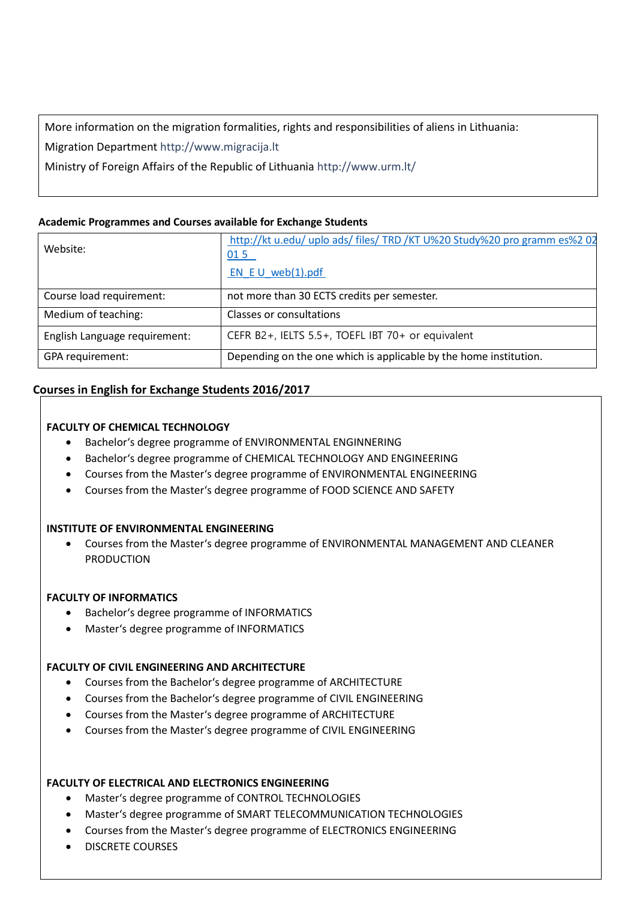More information on the migration formalities, rights and responsibilities of aliens in Lithuania:

Migration Department http://www.migracija.lt

Ministry of Foreign Affairs of the Republic of Lithuania http://www.urm.lt/

**Academic Programmes and Courses available for Exchange Students**

| Website: | http://kt u.edu/ uplo ads/ files/ TRD /KT U%20 Study%20 pro gramm es%2 02 01 5 _ EN_E U_web(1).pdf |
|---|---|
| Course load requirement: | not more than 30 ECTS credits per semester. |
| Medium of teaching: | Classes or consultations |
| English Language requirement: | CEFR B2+, IELTS 5.5+, TOEFL IBT 70+ or equivalent |
| GPA requirement: | Depending on the one which is applicable by the home institution. |

**Courses in English for Exchange Students 2016/2017**

**FACULTY OF CHEMICAL TECHNOLOGY**

- Bachelor's degree programme of ENVIRONMENTAL ENGINNERING
- Bachelor's degree programme of CHEMICAL TECHNOLOGY AND ENGINEERING
- Courses from the Master's degree programme of ENVIRONMENTAL ENGINEERING
- Courses from the Master's degree programme of FOOD SCIENCE AND SAFETY

**INSTITUTE OF ENVIRONMENTAL ENGINEERING**

- Courses from the Master's degree programme of ENVIRONMENTAL MANAGEMENT AND CLEANER PRODUCTION

**FACULTY OF INFORMATICS**

- Bachelor's degree programme of INFORMATICS
- Master's degree programme of INFORMATICS

**FACULTY OF CIVIL ENGINEERING AND ARCHITECTURE**

- Courses from the Bachelor's degree programme of ARCHITECTURE
- Courses from the Bachelor's degree programme of CIVIL ENGINEERING
- Courses from the Master's degree programme of ARCHITECTURE
- Courses from the Master's degree programme of CIVIL ENGINEERING

**FACULTY OF ELECTRICAL AND ELECTRONICS ENGINEERING**

- Master's degree programme of CONTROL TECHNOLOGIES
- Master's degree programme of SMART TELECOMMUNICATION TECHNOLOGIES
- Courses from the Master's degree programme of ELECTRONICS ENGINEERING
- DISCRETE COURSES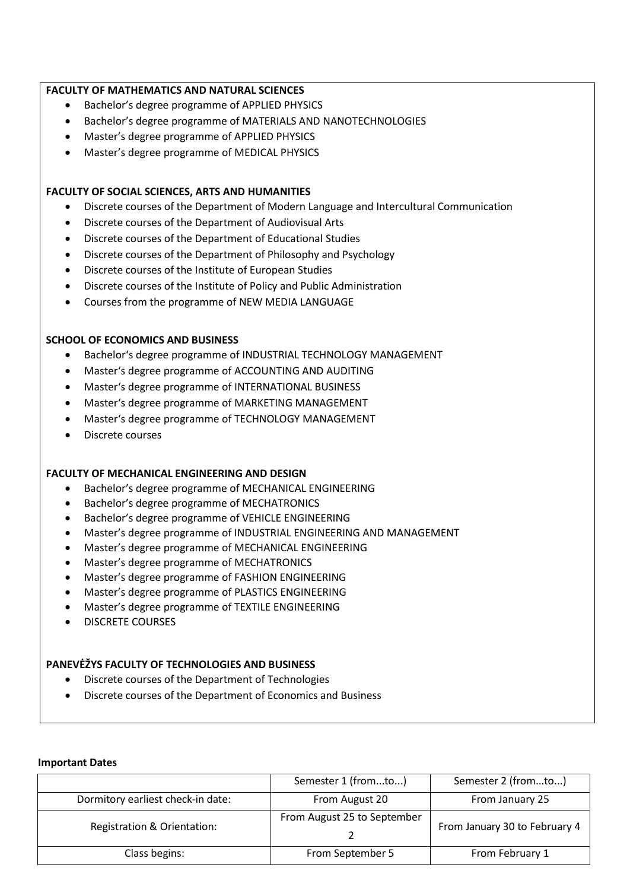**FACULTY OF MATHEMATICS AND NATURAL SCIENCES**

- Bachelor's degree programme of APPLIED PHYSICS
- Bachelor's degree programme of MATERIALS AND NANOTECHNOLOGIES
- Master's degree programme of APPLIED PHYSICS
- Master's degree programme of MEDICAL PHYSICS

**FACULTY OF SOCIAL SCIENCES, ARTS AND HUMANITIES**

- Discrete courses of the Department of Modern Language and Intercultural Communication
- Discrete courses of the Department of Audiovisual Arts
- Discrete courses of the Department of Educational Studies
- Discrete courses of the Department of Philosophy and Psychology
- Discrete courses of the Institute of European Studies
- Discrete courses of the Institute of Policy and Public Administration
- Courses from the programme of NEW MEDIA LANGUAGE

**SCHOOL OF ECONOMICS AND BUSINESS**

- Bachelor's degree programme of INDUSTRIAL TECHNOLOGY MANAGEMENT
- Master's degree programme of ACCOUNTING AND AUDITING
- Master's degree programme of INTERNATIONAL BUSINESS
- Master's degree programme of MARKETING MANAGEMENT
- Master's degree programme of TECHNOLOGY MANAGEMENT
- Discrete courses

**FACULTY OF MECHANICAL ENGINEERING AND DESIGN**

- Bachelor's degree programme of MECHANICAL ENGINEERING
- Bachelor's degree programme of MECHATRONICS
- Bachelor's degree programme of VEHICLE ENGINEERING
- Master's degree programme of INDUSTRIAL ENGINEERING AND MANAGEMENT
- Master's degree programme of MECHANICAL ENGINEERING
- Master's degree programme of MECHATRONICS
- Master's degree programme of FASHION ENGINEERING
- Master's degree programme of PLASTICS ENGINEERING
- Master's degree programme of TEXTILE ENGINEERING
- DISCRETE COURSES

**PANEVĖŽYS FACULTY OF TECHNOLOGIES AND BUSINESS**

- Discrete courses of the Department of Technologies
- Discrete courses of the Department of Economics and Business

**Important Dates**

| | Semester 1 (from...to...) | Semester 2 (from...to...) |
|---|---|---|
| Dormitory earliest check-in date: | From August 20 | From January 25 |
| Registration & Orientation: | From August 25 to September 2 | From January 30 to February 4 |
| Class begins: | From September 5 | From February 1 |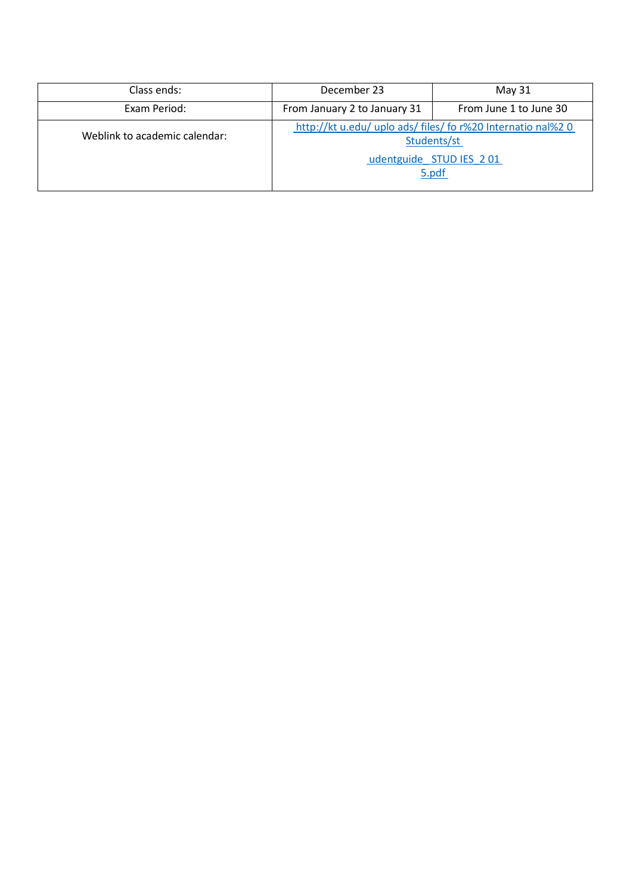| Class ends: | December 23 | May 31 |
|---|---|---|
| Exam Period: | From January 2 to January 31 | From June 1 to June 30 |
| Weblink to academic calendar: | http://kt u.edu/ uplo ads/ files/ fo r%20 Internatio nal%2 0 Students/st udentguide_ STUD IES_2 01 5.pdf | |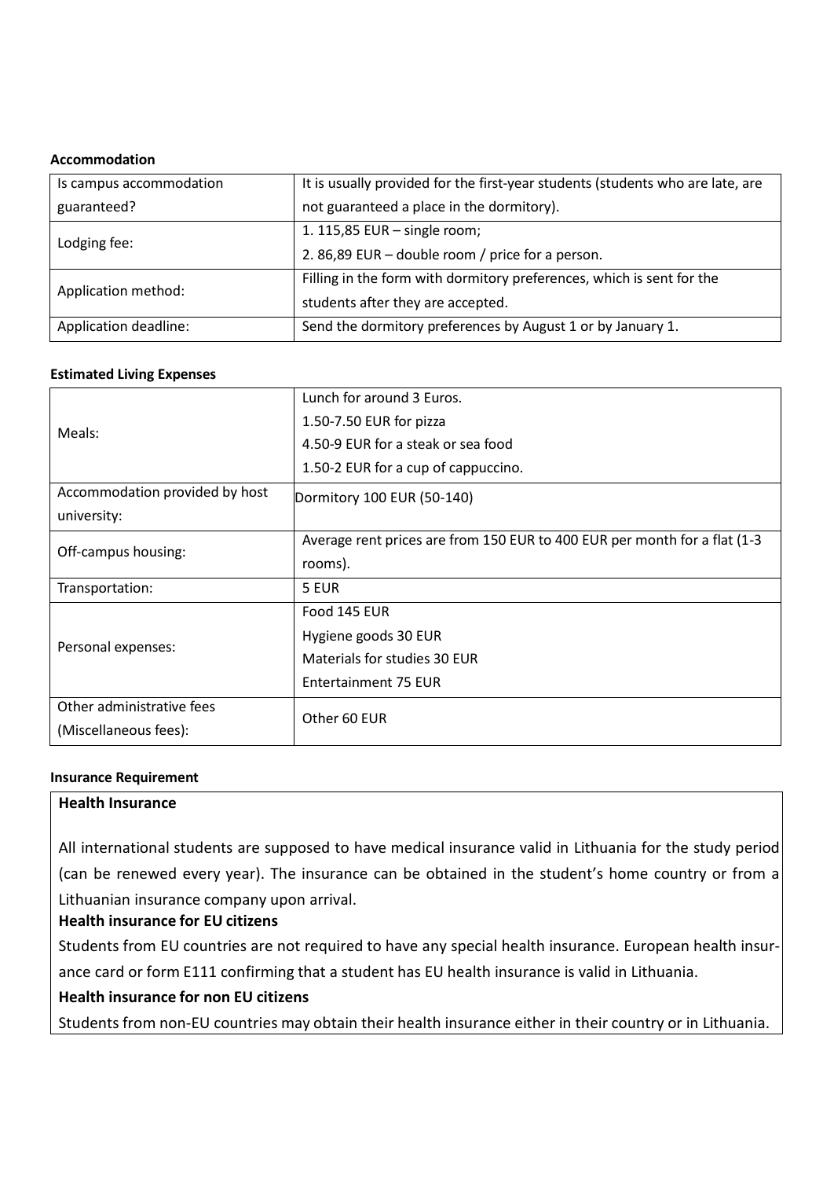**Accommodation**

| Is campus accommodation guaranteed? | It is usually provided for the first-year students (students who are late, are not guaranteed a place in the dormitory). |
|---|---|
| Lodging fee: | 1. 115,85 EUR – single room;<br>2. 86,89 EUR – double room / price for a person. |
| Application method: | Filling in the form with dormitory preferences, which is sent for the students after they are accepted. |
| Application deadline: | Send the dormitory preferences by August 1 or by January 1. |

**Estimated Living Expenses**

| Meals: | Lunch for around 3 Euros.<br>1.50-7.50 EUR for pizza<br>4.50-9 EUR for a steak or sea food<br>1.50-2 EUR for a cup of cappuccino. |
|---|---|
| Accommodation provided by host university: | Dormitory 100 EUR (50-140) |
| Off-campus housing: | Average rent prices are from 150 EUR to 400 EUR per month for a flat (1-3 rooms). |
| Transportation: | 5 EUR |
| Personal expenses: | Food 145 EUR<br>Hygiene goods 30 EUR<br>Materials for studies 30 EUR<br>Entertainment 75 EUR |
| Other administrative fees (Miscellaneous fees): | Other 60 EUR |

**Insurance Requirement**

**Health Insurance**

All international students are supposed to have medical insurance valid in Lithuania for the study period (can be renewed every year). The insurance can be obtained in the student's home country or from a Lithuanian insurance company upon arrival.

**Health insurance for EU citizens**

Students from EU countries are not required to have any special health insurance. European health insurance card or form E111 confirming that a student has EU health insurance is valid in Lithuania.

**Health insurance for non EU citizens**

Students from non-EU countries may obtain their health insurance either in their country or in Lithuania.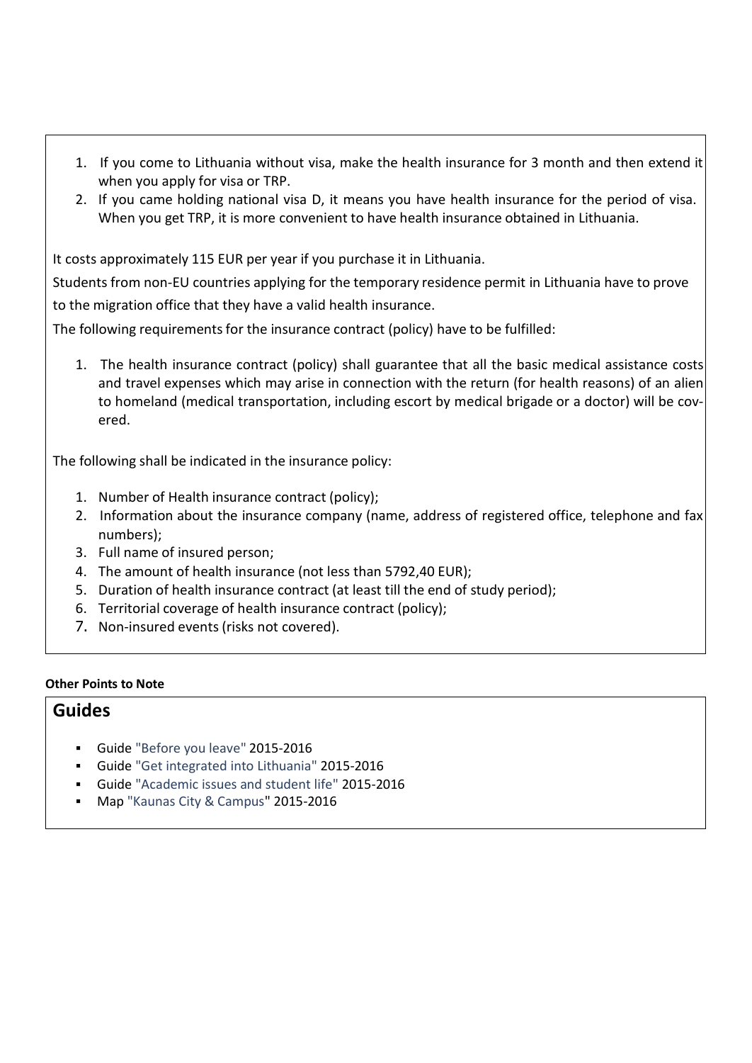1. If you come to Lithuania without visa, make the health insurance for 3 month and then extend it when you apply for visa or TRP.
2. If you came holding national visa D, it means you have health insurance for the period of visa. When you get TRP, it is more convenient to have health insurance obtained in Lithuania.

It costs approximately 115 EUR per year if you purchase it in Lithuania.

Students from non-EU countries applying for the temporary residence permit in Lithuania have to prove to the migration office that they have a valid health insurance.

The following requirements for the insurance contract (policy) have to be fulfilled:

1. The health insurance contract (policy) shall guarantee that all the basic medical assistance costs and travel expenses which may arise in connection with the return (for health reasons) of an alien to homeland (medical transportation, including escort by medical brigade or a doctor) will be covered.

The following shall be indicated in the insurance policy:

1. Number of Health insurance contract (policy);
2. Information about the insurance company (name, address of registered office, telephone and fax numbers);
3. Full name of insured person;
4. The amount of health insurance (not less than 5792,40 EUR);
5. Duration of health insurance contract (at least till the end of study period);
6. Territorial coverage of health insurance contract (policy);
7. Non-insured events (risks not covered).

**Other Points to Note**

## Guides

- Guide "Before you leave" 2015-2016
- Guide "Get integrated into Lithuania" 2015-2016
- Guide "Academic issues and student life" 2015-2016
- Map "Kaunas City & Campus" 2015-2016